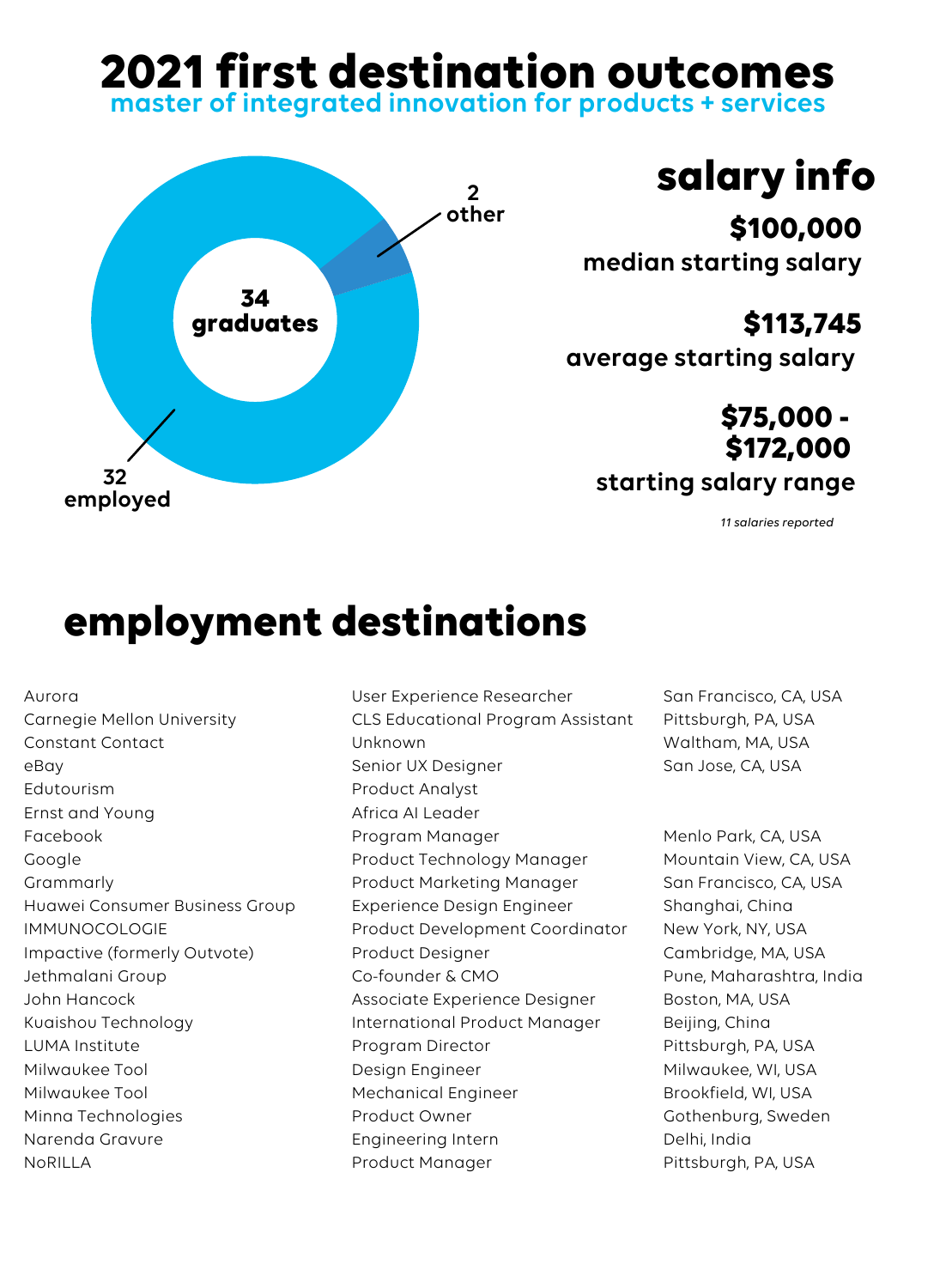# 2021 first destination outcomes

## master of integrated innovation for products + services

**34 graduates**

- 32 employed
- 2 other

## salary info

**$100,000**
median starting salary

**$113,745**
average starting salary

**$75,000 - $172,000**
starting salary range

*11 salaries reported*

## employment destinations

| Employer | Title | Location |
|---|---|---|
| Aurora | User Experience Researcher | San Francisco, CA, USA |
| Carnegie Mellon University | CLS Educational Program Assistant | Pittsburgh, PA, USA |
| Constant Contact | Unknown | Waltham, MA, USA |
| eBay | Senior UX Designer | San Jose, CA, USA |
| Edutourism | Product Analyst | |
| Ernst and Young | Africa AI Leader | |
| Facebook | Program Manager | Menlo Park, CA, USA |
| Google | Product Technology Manager | Mountain View, CA, USA |
| Grammarly | Product Marketing Manager | San Francisco, CA, USA |
| Huawei Consumer Business Group | Experience Design Engineer | Shanghai, China |
| IMMUNOCOLOGIE | Product Development Coordinator | New York, NY, USA |
| Impactive (formerly Outvote) | Product Designer | Cambridge, MA, USA |
| Jethmalani Group | Co-founder & CMO | Pune, Maharashtra, India |
| John Hancock | Associate Experience Designer | Boston, MA, USA |
| Kuaishou Technology | International Product Manager | Beijing, China |
| LUMA Institute | Program Director | Pittsburgh, PA, USA |
| Milwaukee Tool | Design Engineer | Milwaukee, WI, USA |
| Milwaukee Tool | Mechanical Engineer | Brookfield, WI, USA |
| Minna Technologies | Product Owner | Gothenburg, Sweden |
| Narenda Gravure | Engineering Intern | Delhi, India |
| NoRILLA | Product Manager | Pittsburgh, PA, USA |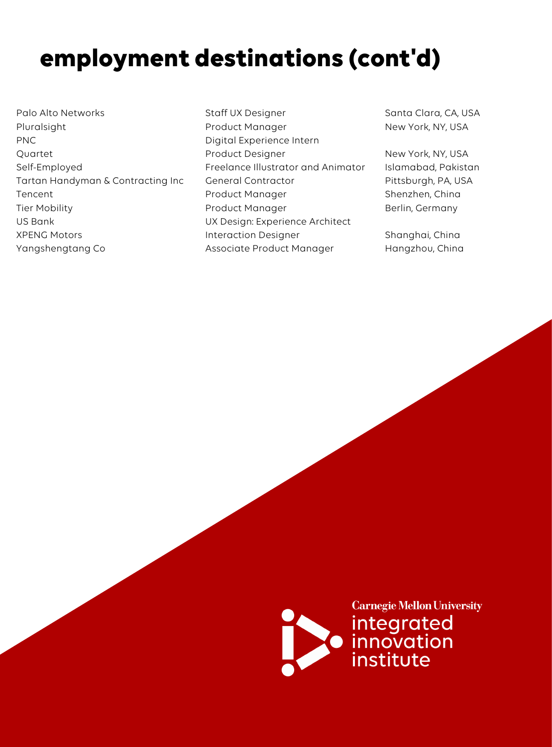# employment destinations (cont'd)

| | | |
|---|---|---|
| Palo Alto Networks | Staff UX Designer | Santa Clara, CA, USA |
| Pluralsight | Product Manager | New York, NY, USA |
| PNC | Digital Experience Intern | |
| Quartet | Product Designer | New York, NY, USA |
| Self-Employed | Freelance Illustrator and Animator | Islamabad, Pakistan |
| Tartan Handyman & Contracting Inc | General Contractor | Pittsburgh, PA, USA |
| Tencent | Product Manager | Shenzhen, China |
| Tier Mobility | Product Manager | Berlin, Germany |
| US Bank | UX Design: Experience Architect | |
| XPENG Motors | Interaction Designer | Shanghai, China |
| Yangshengtang Co | Associate Product Manager | Hangzhou, China |

Carnegie Mellon University
integrated innovation institute